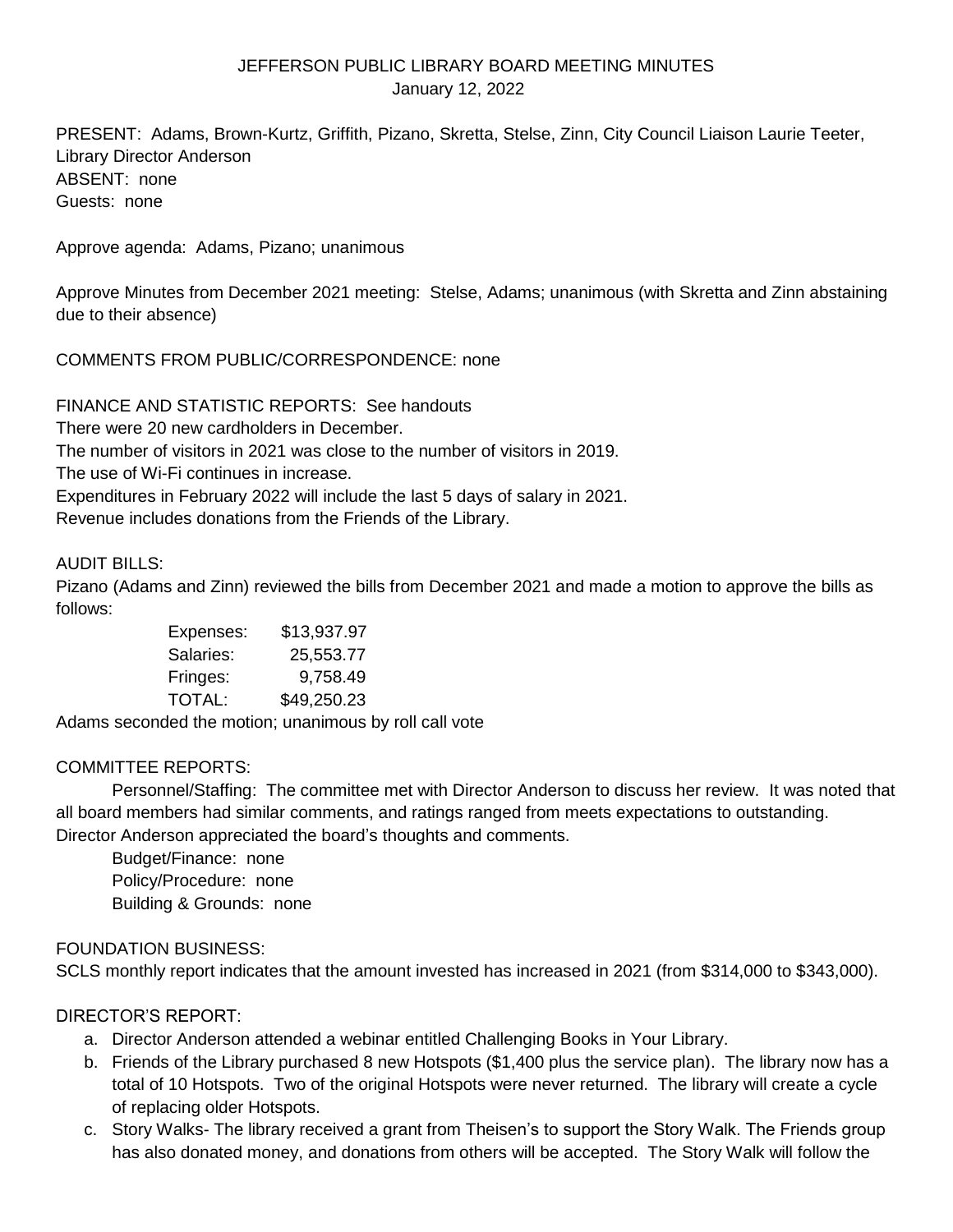# JEFFERSON PUBLIC LIBRARY BOARD MEETING MINUTES

January 12, 2022

PRESENT: Adams, Brown-Kurtz, Griffith, Pizano, Skretta, Stelse, Zinn, City Council Liaison Laurie Teeter, Library Director Anderson
ABSENT: none
Guests: none

Approve agenda: Adams, Pizano; unanimous

Approve Minutes from December 2021 meeting: Stelse, Adams; unanimous (with Skretta and Zinn abstaining due to their absence)

COMMENTS FROM PUBLIC/CORRESPONDENCE: none

FINANCE AND STATISTIC REPORTS: See handouts
There were 20 new cardholders in December.
The number of visitors in 2021 was close to the number of visitors in 2019.
The use of Wi-Fi continues in increase.
Expenditures in February 2022 will include the last 5 days of salary in 2021.
Revenue includes donations from the Friends of the Library.

AUDIT BILLS:
Pizano (Adams and Zinn) reviewed the bills from December 2021 and made a motion to approve the bills as follows:

| | |
|---|---|
| Expenses: | $13,937.97 |
| Salaries: | 25,553.77 |
| Fringes: | 9,758.49 |
| TOTAL: | $49,250.23 |

Adams seconded the motion; unanimous by roll call vote

COMMITTEE REPORTS:

Personnel/Staffing: The committee met with Director Anderson to discuss her review. It was noted that all board members had similar comments, and ratings ranged from meets expectations to outstanding. Director Anderson appreciated the board's thoughts and comments.

Budget/Finance: none
Policy/Procedure: none
Building & Grounds: none

FOUNDATION BUSINESS:
SCLS monthly report indicates that the amount invested has increased in 2021 (from $314,000 to $343,000).

DIRECTOR'S REPORT:

a. Director Anderson attended a webinar entitled Challenging Books in Your Library.
b. Friends of the Library purchased 8 new Hotspots ($1,400 plus the service plan). The library now has a total of 10 Hotspots. Two of the original Hotspots were never returned. The library will create a cycle of replacing older Hotspots.
c. Story Walks- The library received a grant from Theisen's to support the Story Walk. The Friends group has also donated money, and donations from others will be accepted. The Story Walk will follow the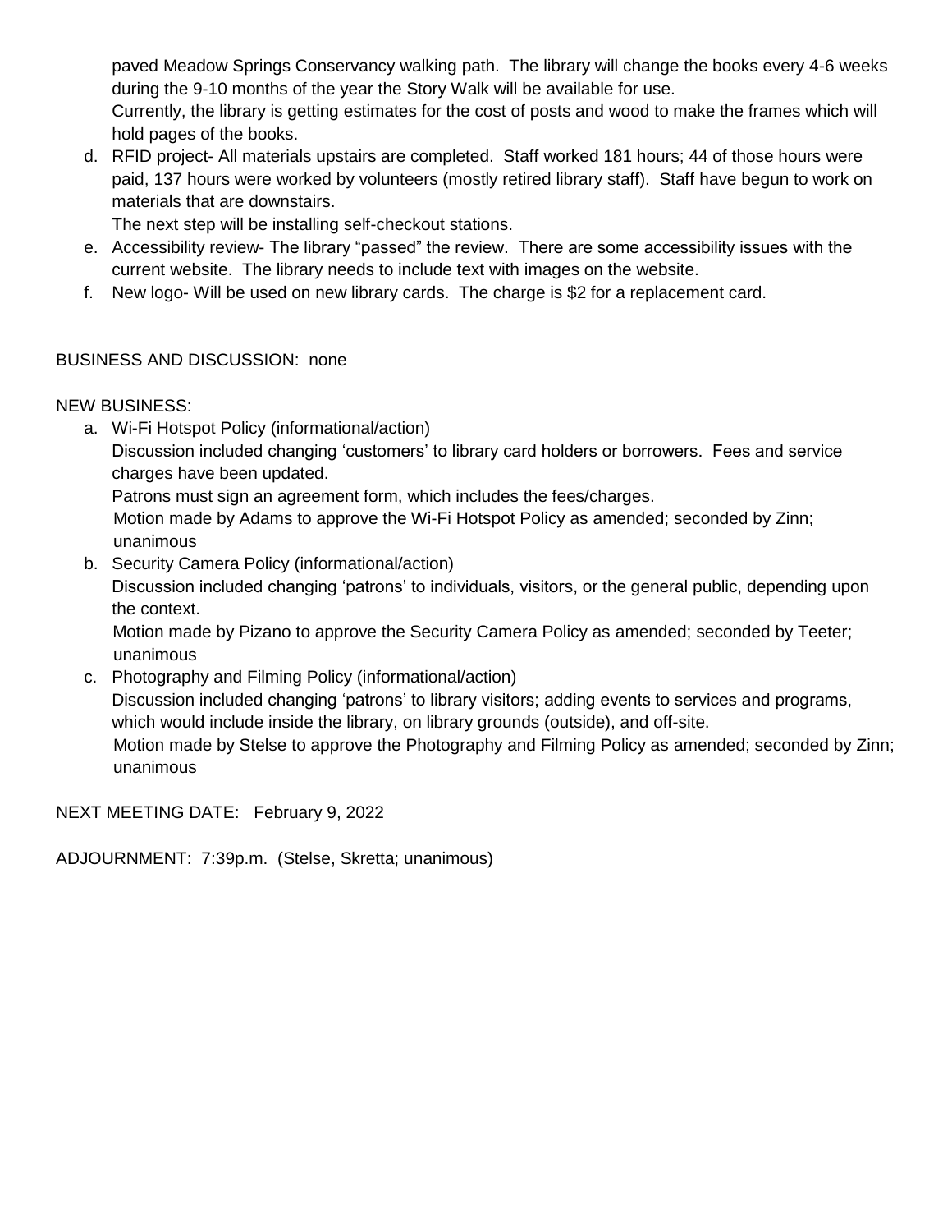paved Meadow Springs Conservancy walking path. The library will change the books every 4-6 weeks during the 9-10 months of the year the Story Walk will be available for use.
Currently, the library is getting estimates for the cost of posts and wood to make the frames which will hold pages of the books.

d. RFID project- All materials upstairs are completed. Staff worked 181 hours; 44 of those hours were paid, 137 hours were worked by volunteers (mostly retired library staff). Staff have begun to work on materials that are downstairs.
The next step will be installing self-checkout stations.
e. Accessibility review- The library "passed" the review. There are some accessibility issues with the current website. The library needs to include text with images on the website.
f. New logo- Will be used on new library cards. The charge is $2 for a replacement card.

BUSINESS AND DISCUSSION: none

NEW BUSINESS:

a. Wi-Fi Hotspot Policy (informational/action)
Discussion included changing 'customers' to library card holders or borrowers. Fees and service charges have been updated.
Patrons must sign an agreement form, which includes the fees/charges.
Motion made by Adams to approve the Wi-Fi Hotspot Policy as amended; seconded by Zinn; unanimous
b. Security Camera Policy (informational/action)
Discussion included changing 'patrons' to individuals, visitors, or the general public, depending upon the context.
Motion made by Pizano to approve the Security Camera Policy as amended; seconded by Teeter; unanimous
c. Photography and Filming Policy (informational/action)
Discussion included changing 'patrons' to library visitors; adding events to services and programs, which would include inside the library, on library grounds (outside), and off-site.
Motion made by Stelse to approve the Photography and Filming Policy as amended; seconded by Zinn; unanimous

NEXT MEETING DATE: February 9, 2022

ADJOURNMENT: 7:39p.m. (Stelse, Skretta; unanimous)